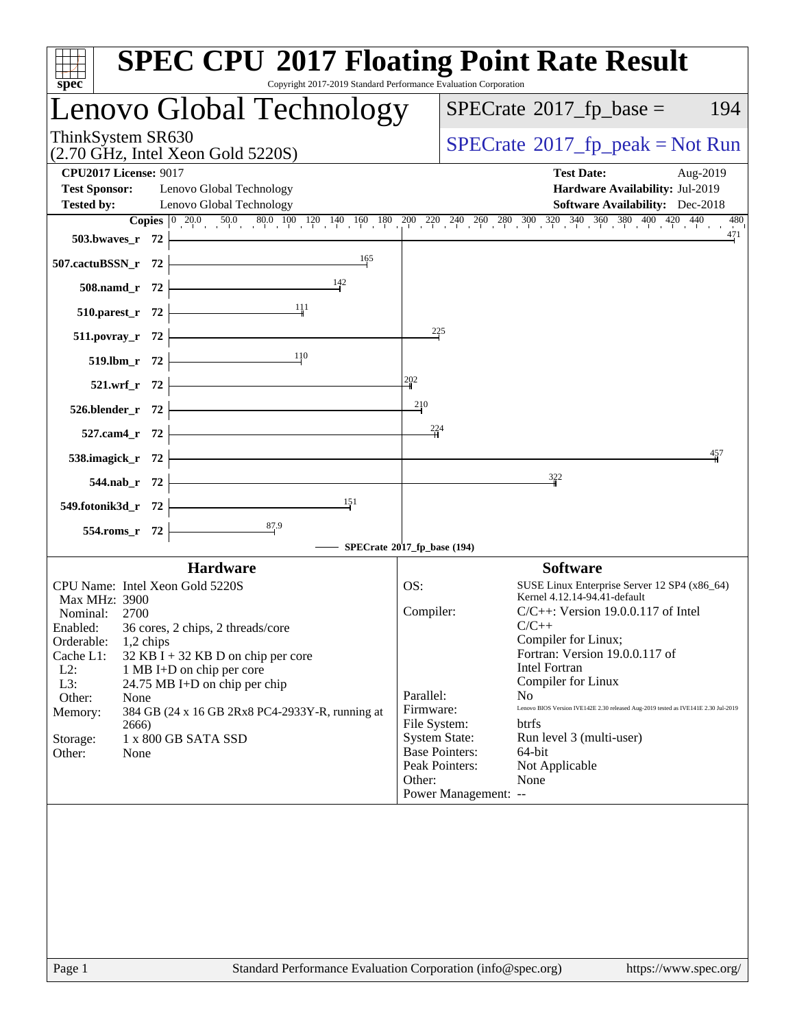# SPEC CPU 2017 Floating Point Rate Result

Copyright 2017-2019 Standard Performance Evaluation Corporation

## Lenovo Global Technology

ThinkSystem SR630
(2.70 GHz, Intel Xeon Gold 5220S)

SPECrate 2017_fp_base = 194

SPECrate 2017_fp_peak = Not Run

**CPU2017 License:** 9017
**Test Sponsor:** Lenovo Global Technology
**Tested by:** Lenovo Global Technology

**Test Date:** Aug-2019
**Hardware Availability:** Jul-2019
**Software Availability:** Dec-2018

| Benchmark | Copies | SPECrate 2017_fp_base (194) |
|---|---|---|
| 503.bwaves_r | 72 | 471 |
| 507.cactuBSSN_r | 72 | 165 |
| 508.namd_r | 72 | 142 |
| 510.parest_r | 72 | 111 |
| 511.povray_r | 72 | 225 |
| 519.lbm_r | 72 | 110 |
| 521.wrf_r | 72 | 202 |
| 526.blender_r | 72 | 210 |
| 527.cam4_r | 72 | 224 |
| 538.imagick_r | 72 | 457 |
| 544.nab_r | 72 | 322 |
| 549.fotonik3d_r | 72 | 151 |
| 554.roms_r | 72 | 87.9 |

### Hardware

| | |
|---|---|
| CPU Name: | Intel Xeon Gold 5220S |
| Max MHz: | 3900 |
| Nominal: | 2700 |
| Enabled: | 36 cores, 2 chips, 2 threads/core |
| Orderable: | 1,2 chips |
| Cache L1: | 32 KB I + 32 KB D on chip per core |
| L2: | 1 MB I+D on chip per core |
| L3: | 24.75 MB I+D on chip per chip |
| Other: | None |
| Memory: | 384 GB (24 x 16 GB 2Rx8 PC4-2933Y-R, running at 2666) |
| Storage: | 1 x 800 GB SATA SSD |
| Other: | None |

### Software

| | |
|---|---|
| OS: | SUSE Linux Enterprise Server 12 SP4 (x86_64) Kernel 4.12.14-94.41-default |
| Compiler: | C/C++: Version 19.0.0.117 of Intel C/C++ Compiler for Linux; Fortran: Version 19.0.0.117 of Intel Fortran Compiler for Linux |
| Parallel: | No |
| Firmware: | Lenovo BIOS Version IVE142E 2.30 released Aug-2019 tested as IVE141E 2.30 Jul-2019 |
| File System: | btrfs |
| System State: | Run level 3 (multi-user) |
| Base Pointers: | 64-bit |
| Peak Pointers: | Not Applicable |
| Other: | None |
| Power Management: | -- |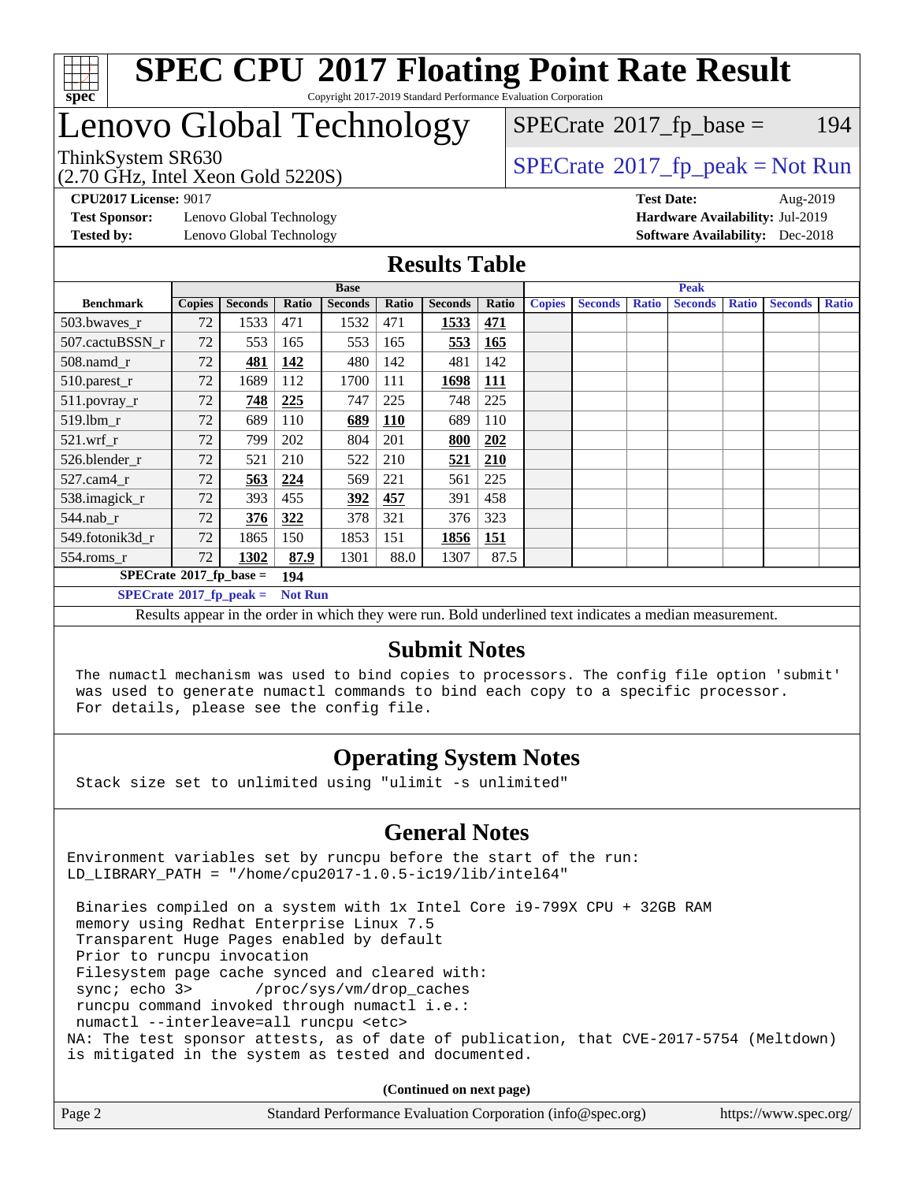# SPEC CPU 2017 Floating Point Rate Result

Copyright 2017-2019 Standard Performance Evaluation Corporation

# Lenovo Global Technology

ThinkSystem SR630
(2.70 GHz, Intel Xeon Gold 5220S)

SPECrate 2017_fp_base = 194

SPECrate 2017_fp_peak = Not Run

**CPU2017 License:** 9017
**Test Sponsor:** Lenovo Global Technology
**Tested by:** Lenovo Global Technology

**Test Date:** Aug-2019
**Hardware Availability:** Jul-2019
**Software Availability:** Dec-2018

## Results Table

| Benchmark | Base | | | | | | | Peak | | | | | | |
|---|---|---|---|---|---|---|---|---|---|---|---|---|---|---|
| | Copies | Seconds | Ratio | Seconds | Ratio | Seconds | Ratio | Copies | Seconds | Ratio | Seconds | Ratio | Seconds | Ratio |
| 503.bwaves_r | 72 | 1533 | 471 | 1532 | 471 | **1533** | **471** | | | | | | | |
| 507.cactuBSSN_r | 72 | 553 | 165 | 553 | 165 | **553** | **165** | | | | | | | |
| 508.namd_r | 72 | **481** | **142** | 480 | 142 | 481 | 142 | | | | | | | |
| 510.parest_r | 72 | 1689 | 112 | 1700 | 111 | **1698** | **111** | | | | | | | |
| 511.povray_r | 72 | **748** | **225** | 747 | 225 | 748 | 225 | | | | | | | |
| 519.lbm_r | 72 | 689 | 110 | **689** | **110** | 689 | 110 | | | | | | | |
| 521.wrf_r | 72 | 799 | 202 | 804 | 201 | **800** | **202** | | | | | | | |
| 526.blender_r | 72 | 521 | 210 | 522 | 210 | **521** | **210** | | | | | | | |
| 527.cam4_r | 72 | **563** | **224** | 569 | 221 | 561 | 225 | | | | | | | |
| 538.imagick_r | 72 | 393 | 455 | **392** | **457** | 391 | 458 | | | | | | | |
| 544.nab_r | 72 | **376** | **322** | 378 | 321 | 376 | 323 | | | | | | | |
| 549.fotonik3d_r | 72 | 1865 | 150 | 1853 | 151 | **1856** | **151** | | | | | | | |
| 554.roms_r | 72 | **1302** | **87.9** | 1301 | 88.0 | 1307 | 87.5 | | | | | | | |

**SPECrate 2017_fp_base = 194**

**SPECrate 2017_fp_peak = Not Run**

Results appear in the order in which they were run. Bold underlined text indicates a median measurement.

## Submit Notes

```
The numactl mechanism was used to bind copies to processors. The config file option 'submit'
was used to generate numactl commands to bind each copy to a specific processor.
For details, please see the config file.
```

## Operating System Notes

```
Stack size set to unlimited using "ulimit -s unlimited"
```

## General Notes

```
Environment variables set by runcpu before the start of the run:
LD_LIBRARY_PATH = "/home/cpu2017-1.0.5-ic19/lib/intel64"

 Binaries compiled on a system with 1x Intel Core i9-799X CPU + 32GB RAM
 memory using Redhat Enterprise Linux 7.5
 Transparent Huge Pages enabled by default
 Prior to runcpu invocation
 Filesystem page cache synced and cleared with:
 sync; echo 3>       /proc/sys/vm/drop_caches
 runcpu command invoked through numactl i.e.:
 numactl --interleave=all runcpu <etc>
NA: The test sponsor attests, as of date of publication, that CVE-2017-5754 (Meltdown)
is mitigated in the system as tested and documented.
```

**(Continued on next page)**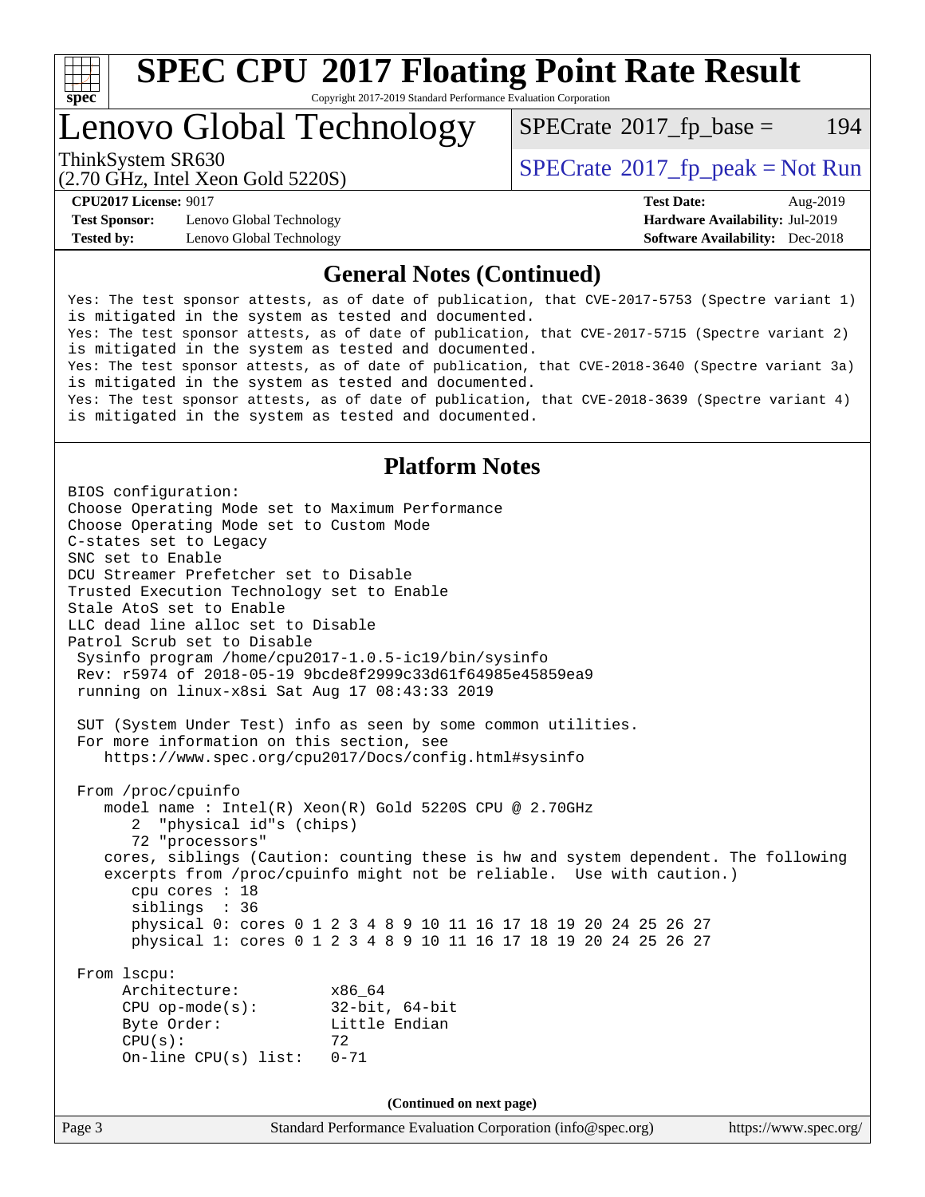## General Notes (Continued)

```
Yes: The test sponsor attests, as of date of publication, that CVE-2017-5753 (Spectre variant 1)
is mitigated in the system as tested and documented.
Yes: The test sponsor attests, as of date of publication, that CVE-2017-5715 (Spectre variant 2)
is mitigated in the system as tested and documented.
Yes: The test sponsor attests, as of date of publication, that CVE-2018-3640 (Spectre variant 3a)
is mitigated in the system as tested and documented.
Yes: The test sponsor attests, as of date of publication, that CVE-2018-3639 (Spectre variant 4)
is mitigated in the system as tested and documented.
```

## Platform Notes

```
BIOS configuration:
Choose Operating Mode set to Maximum Performance
Choose Operating Mode set to Custom Mode
C-states set to Legacy
SNC set to Enable
DCU Streamer Prefetcher set to Disable
Trusted Execution Technology set to Enable
Stale AtoS set to Enable
LLC dead line alloc set to Disable
Patrol Scrub set to Disable
 Sysinfo program /home/cpu2017-1.0.5-ic19/bin/sysinfo
 Rev: r5974 of 2018-05-19 9bcde8f2999c33d61f64985e45859ea9
 running on linux-x8si Sat Aug 17 08:43:33 2019

 SUT (System Under Test) info as seen by some common utilities.
 For more information on this section, see
    https://www.spec.org/cpu2017/Docs/config.html#sysinfo

 From /proc/cpuinfo
    model name : Intel(R) Xeon(R) Gold 5220S CPU @ 2.70GHz
       2  "physical id"s (chips)
       72 "processors"
    cores, siblings (Caution: counting these is hw and system dependent. The following
    excerpts from /proc/cpuinfo might not be reliable.  Use with caution.)
       cpu cores : 18
       siblings  : 36
       physical 0: cores 0 1 2 3 4 8 9 10 11 16 17 18 19 20 24 25 26 27
       physical 1: cores 0 1 2 3 4 8 9 10 11 16 17 18 19 20 24 25 26 27

 From lscpu:
      Architecture:          x86_64
      CPU op-mode(s):        32-bit, 64-bit
      Byte Order:            Little Endian
      CPU(s):                72
      On-line CPU(s) list:   0-71
```

(Continued on next page)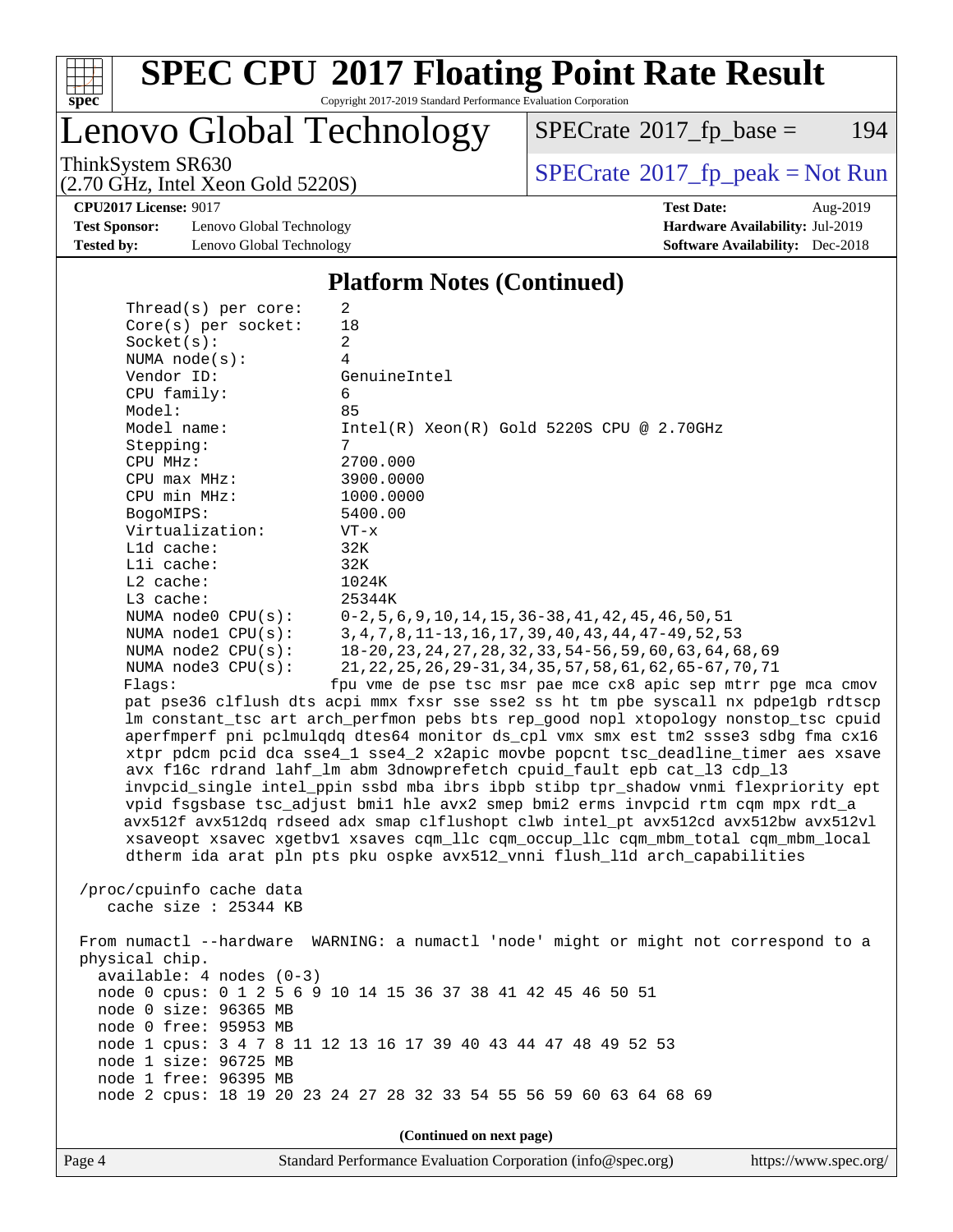## Platform Notes (Continued)

```
     Thread(s) per core:    2
     Core(s) per socket:    18
     Socket(s):             2
     NUMA node(s):          4
     Vendor ID:             GenuineIntel
     CPU family:            6
     Model:                 85
     Model name:            Intel(R) Xeon(R) Gold 5220S CPU @ 2.70GHz
     Stepping:              7
     CPU MHz:               2700.000
     CPU max MHz:           3900.0000
     CPU min MHz:           1000.0000
     BogoMIPS:              5400.00
     Virtualization:        VT-x
     L1d cache:             32K
     L1i cache:             32K
     L2 cache:              1024K
     L3 cache:              25344K
     NUMA node0 CPU(s):     0-2,5,6,9,10,14,15,36-38,41,42,45,46,50,51
     NUMA node1 CPU(s):     3,4,7,8,11-13,16,17,39,40,43,44,47-49,52,53
     NUMA node2 CPU(s):     18-20,23,24,27,28,32,33,54-56,59,60,63,64,68,69
     NUMA node3 CPU(s):     21,22,25,26,29-31,34,35,57,58,61,62,65-67,70,71
     Flags:                fpu vme de pse tsc msr pae mce cx8 apic sep mtrr pge mca cmov
     pat pse36 clflush dts acpi mmx fxsr sse sse2 ss ht tm pbe syscall nx pdpe1gb rdtscp
     lm constant_tsc art arch_perfmon pebs bts rep_good nopl xtopology nonstop_tsc cpuid
     aperfmperf pni pclmulqdq dtes64 monitor ds_cpl vmx smx est tm2 ssse3 sdbg fma cx16
     xtpr pdcm pcid dca sse4_1 sse4_2 x2apic movbe popcnt tsc_deadline_timer aes xsave
     avx f16c rdrand lahf_lm abm 3dnowprefetch cpuid_fault epb cat_l3 cdp_l3
     invpcid_single intel_ppin ssbd mba ibrs ibpb stibp tpr_shadow vnmi flexpriority ept
     vpid fsgsbase tsc_adjust bmi1 hle avx2 smep bmi2 erms invpcid rtm cqm mpx rdt_a
     avx512f avx512dq rdseed adx smap clflushopt clwb intel_pt avx512cd avx512bw avx512vl
     xsaveopt xsavec xgetbv1 xsaves cqm_llc cqm_occup_llc cqm_mbm_total cqm_mbm_local
     dtherm ida arat pln pts pku ospke avx512_vnni flush_l1d arch_capabilities

 /proc/cpuinfo cache data
    cache size : 25344 KB

 From numactl --hardware  WARNING: a numactl 'node' might or might not correspond to a
 physical chip.
   available: 4 nodes (0-3)
   node 0 cpus: 0 1 2 5 6 9 10 14 15 36 37 38 41 42 45 46 50 51
   node 0 size: 96365 MB
   node 0 free: 95953 MB
   node 1 cpus: 3 4 7 8 11 12 13 16 17 39 40 43 44 47 48 49 52 53
   node 1 size: 96725 MB
   node 1 free: 96395 MB
   node 2 cpus: 18 19 20 23 24 27 28 32 33 54 55 56 59 60 63 64 68 69
```

**(Continued on next page)**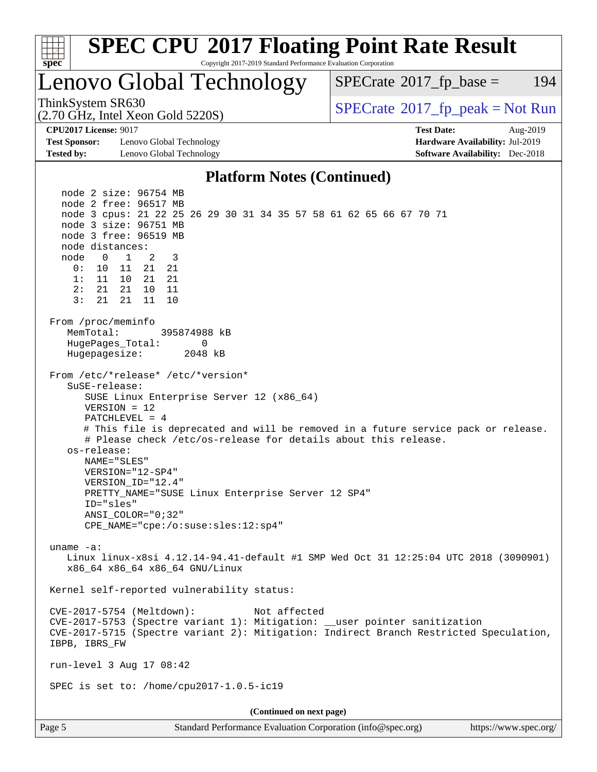## Platform Notes (Continued)

```
   node 2 size: 96754 MB
   node 2 free: 96517 MB
   node 3 cpus: 21 22 25 26 29 30 31 34 35 57 58 61 62 65 66 67 70 71
   node 3 size: 96751 MB
   node 3 free: 96519 MB
   node distances:
   node   0   1   2   3
     0:  10  11  21  21
     1:  11  10  21  21
     2:  21  21  10  11
     3:  21  21  11  10

 From /proc/meminfo
    MemTotal:       395874988 kB
    HugePages_Total:       0
    Hugepagesize:       2048 kB

 From /etc/*release* /etc/*version*
    SuSE-release:
       SUSE Linux Enterprise Server 12 (x86_64)
       VERSION = 12
       PATCHLEVEL = 4
       # This file is deprecated and will be removed in a future service pack or release.
       # Please check /etc/os-release for details about this release.
    os-release:
       NAME="SLES"
       VERSION="12-SP4"
       VERSION_ID="12.4"
       PRETTY_NAME="SUSE Linux Enterprise Server 12 SP4"
       ID="sles"
       ANSI_COLOR="0;32"
       CPE_NAME="cpe:/o:suse:sles:12:sp4"

 uname -a:
    Linux linux-x8si 4.12.14-94.41-default #1 SMP Wed Oct 31 12:25:04 UTC 2018 (3090901)
    x86_64 x86_64 x86_64 GNU/Linux

 Kernel self-reported vulnerability status:

 CVE-2017-5754 (Meltdown):          Not affected
 CVE-2017-5753 (Spectre variant 1): Mitigation: __user pointer sanitization
 CVE-2017-5715 (Spectre variant 2): Mitigation: Indirect Branch Restricted Speculation,
 IBPB, IBRS_FW

 run-level 3 Aug 17 08:42

 SPEC is set to: /home/cpu2017-1.0.5-ic19
```

**(Continued on next page)**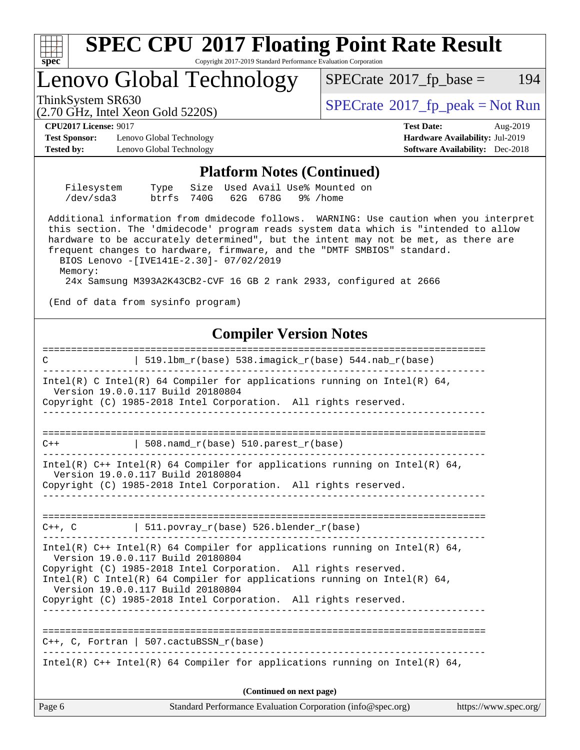# SPEC CPU 2017 Floating Point Rate Result

Copyright 2017-2019 Standard Performance Evaluation Corporation

## Lenovo Global Technology

ThinkSystem SR630
(2.70 GHz, Intel Xeon Gold 5220S)

SPECrate 2017_fp_base = 194

SPECrate 2017_fp_peak = Not Run

**CPU2017 License:** 9017
**Test Sponsor:** Lenovo Global Technology
**Tested by:** Lenovo Global Technology

**Test Date:** Aug-2019
**Hardware Availability:** Jul-2019
**Software Availability:** Dec-2018

### Platform Notes (Continued)

```
    Filesystem     Type   Size  Used Avail Use% Mounted on
    /dev/sda3      btrfs  740G   62G  678G   9% /home

 Additional information from dmidecode follows.  WARNING: Use caution when you interpret
 this section. The 'dmidecode' program reads system data which is "intended to allow
 hardware to be accurately determined", but the intent may not be met, as there are
 frequent changes to hardware, firmware, and the "DMTF SMBIOS" standard.
   BIOS Lenovo -[IVE141E-2.30]- 07/02/2019
   Memory:
    24x Samsung M393A2K43CB2-CVF 16 GB 2 rank 2933, configured at 2666

 (End of data from sysinfo program)
```

### Compiler Version Notes

```
==============================================================================
C               | 519.lbm_r(base) 538.imagick_r(base) 544.nab_r(base)
------------------------------------------------------------------------------
Intel(R) C Intel(R) 64 Compiler for applications running on Intel(R) 64,
  Version 19.0.0.117 Build 20180804
Copyright (C) 1985-2018 Intel Corporation.  All rights reserved.
------------------------------------------------------------------------------

==============================================================================
C++             | 508.namd_r(base) 510.parest_r(base)
------------------------------------------------------------------------------
Intel(R) C++ Intel(R) 64 Compiler for applications running on Intel(R) 64,
  Version 19.0.0.117 Build 20180804
Copyright (C) 1985-2018 Intel Corporation.  All rights reserved.
------------------------------------------------------------------------------

==============================================================================
C++, C          | 511.povray_r(base) 526.blender_r(base)
------------------------------------------------------------------------------
Intel(R) C++ Intel(R) 64 Compiler for applications running on Intel(R) 64,
  Version 19.0.0.117 Build 20180804
Copyright (C) 1985-2018 Intel Corporation.  All rights reserved.
Intel(R) C Intel(R) 64 Compiler for applications running on Intel(R) 64,
  Version 19.0.0.117 Build 20180804
Copyright (C) 1985-2018 Intel Corporation.  All rights reserved.
------------------------------------------------------------------------------

==============================================================================
C++, C, Fortran | 507.cactuBSSN_r(base)
------------------------------------------------------------------------------
Intel(R) C++ Intel(R) 64 Compiler for applications running on Intel(R) 64,
```

(Continued on next page)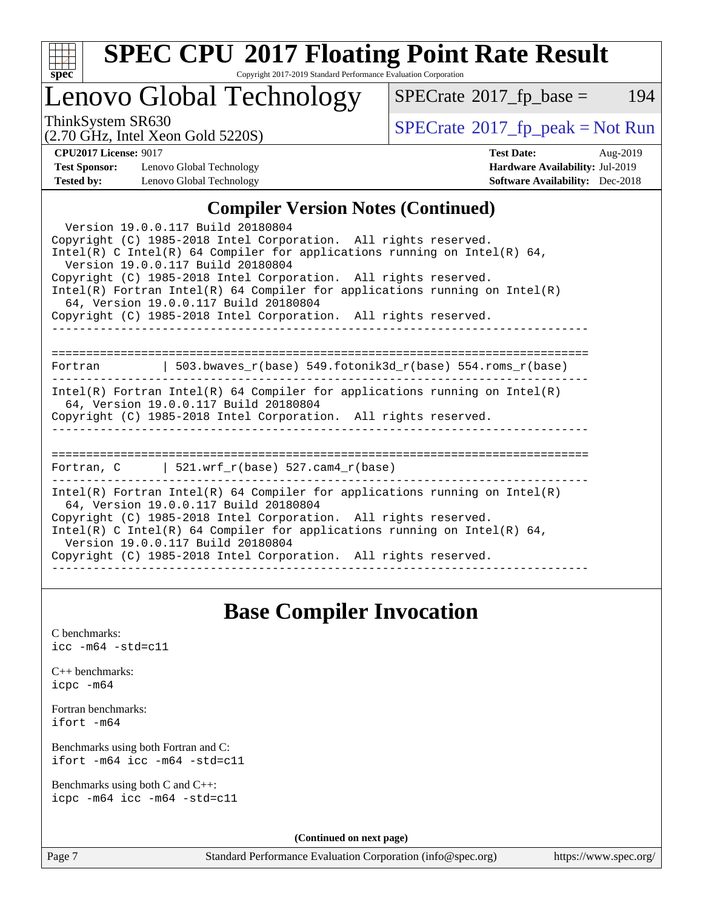## Compiler Version Notes (Continued)

```
  Version 19.0.0.117 Build 20180804
Copyright (C) 1985-2018 Intel Corporation.  All rights reserved.
Intel(R) C Intel(R) 64 Compiler for applications running on Intel(R) 64,
  Version 19.0.0.117 Build 20180804
Copyright (C) 1985-2018 Intel Corporation.  All rights reserved.
Intel(R) Fortran Intel(R) 64 Compiler for applications running on Intel(R)
  64, Version 19.0.0.117 Build 20180804
Copyright (C) 1985-2018 Intel Corporation.  All rights reserved.
------------------------------------------------------------------------------

==============================================================================
Fortran         | 503.bwaves_r(base) 549.fotonik3d_r(base) 554.roms_r(base)
------------------------------------------------------------------------------
Intel(R) Fortran Intel(R) 64 Compiler for applications running on Intel(R)
  64, Version 19.0.0.117 Build 20180804
Copyright (C) 1985-2018 Intel Corporation.  All rights reserved.
------------------------------------------------------------------------------

==============================================================================
Fortran, C      | 521.wrf_r(base) 527.cam4_r(base)
------------------------------------------------------------------------------
Intel(R) Fortran Intel(R) 64 Compiler for applications running on Intel(R)
  64, Version 19.0.0.117 Build 20180804
Copyright (C) 1985-2018 Intel Corporation.  All rights reserved.
Intel(R) C Intel(R) 64 Compiler for applications running on Intel(R) 64,
  Version 19.0.0.117 Build 20180804
Copyright (C) 1985-2018 Intel Corporation.  All rights reserved.
------------------------------------------------------------------------------
```

## Base Compiler Invocation

C benchmarks:
```
icc -m64 -std=c11
```

C++ benchmarks:
```
icpc -m64
```

Fortran benchmarks:
```
ifort -m64
```

Benchmarks using both Fortran and C:
```
ifort -m64 icc -m64 -std=c11
```

Benchmarks using both C and C++:
```
icpc -m64 icc -m64 -std=c11
```

**(Continued on next page)**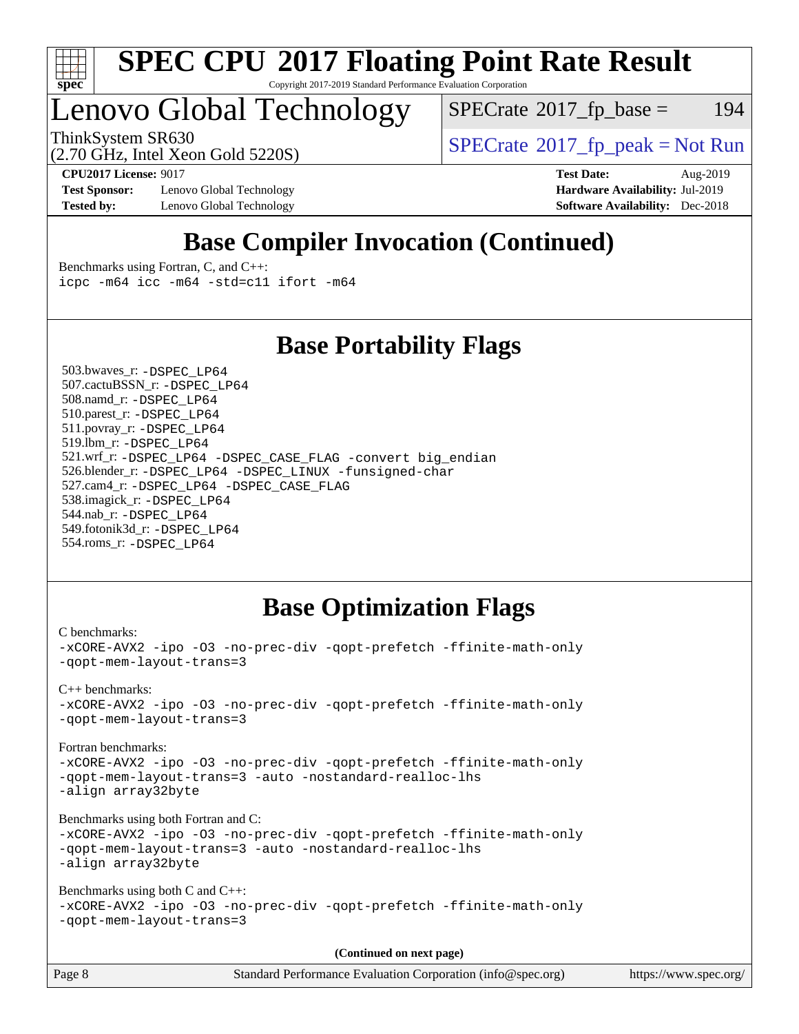# SPEC CPU 2017 Floating Point Rate Result

Copyright 2017-2019 Standard Performance Evaluation Corporation

# Lenovo Global Technology

ThinkSystem SR630
(2.70 GHz, Intel Xeon Gold 5220S)

SPECrate 2017_fp_base = 194

SPECrate 2017_fp_peak = Not Run

**CPU2017 License:** 9017
**Test Sponsor:** Lenovo Global Technology
**Tested by:** Lenovo Global Technology

**Test Date:** Aug-2019
**Hardware Availability:** Jul-2019
**Software Availability:** Dec-2018

## Base Compiler Invocation (Continued)

Benchmarks using Fortran, C, and C++:
```
icpc -m64 icc -m64 -std=c11 ifort -m64
```

## Base Portability Flags

503.bwaves_r: `-DSPEC_LP64`
507.cactuBSSN_r: `-DSPEC_LP64`
508.namd_r: `-DSPEC_LP64`
510.parest_r: `-DSPEC_LP64`
511.povray_r: `-DSPEC_LP64`
519.lbm_r: `-DSPEC_LP64`
521.wrf_r: `-DSPEC_LP64 -DSPEC_CASE_FLAG -convert big_endian`
526.blender_r: `-DSPEC_LP64 -DSPEC_LINUX -funsigned-char`
527.cam4_r: `-DSPEC_LP64 -DSPEC_CASE_FLAG`
538.imagick_r: `-DSPEC_LP64`
544.nab_r: `-DSPEC_LP64`
549.fotonik3d_r: `-DSPEC_LP64`
554.roms_r: `-DSPEC_LP64`

## Base Optimization Flags

C benchmarks:
```
-xCORE-AVX2 -ipo -O3 -no-prec-div -qopt-prefetch -ffinite-math-only
-qopt-mem-layout-trans=3
```

C++ benchmarks:
```
-xCORE-AVX2 -ipo -O3 -no-prec-div -qopt-prefetch -ffinite-math-only
-qopt-mem-layout-trans=3
```

Fortran benchmarks:
```
-xCORE-AVX2 -ipo -O3 -no-prec-div -qopt-prefetch -ffinite-math-only
-qopt-mem-layout-trans=3 -auto -nostandard-realloc-lhs
-align array32byte
```

Benchmarks using both Fortran and C:
```
-xCORE-AVX2 -ipo -O3 -no-prec-div -qopt-prefetch -ffinite-math-only
-qopt-mem-layout-trans=3 -auto -nostandard-realloc-lhs
-align array32byte
```

Benchmarks using both C and C++:
```
-xCORE-AVX2 -ipo -O3 -no-prec-div -qopt-prefetch -ffinite-math-only
-qopt-mem-layout-trans=3
```

**(Continued on next page)**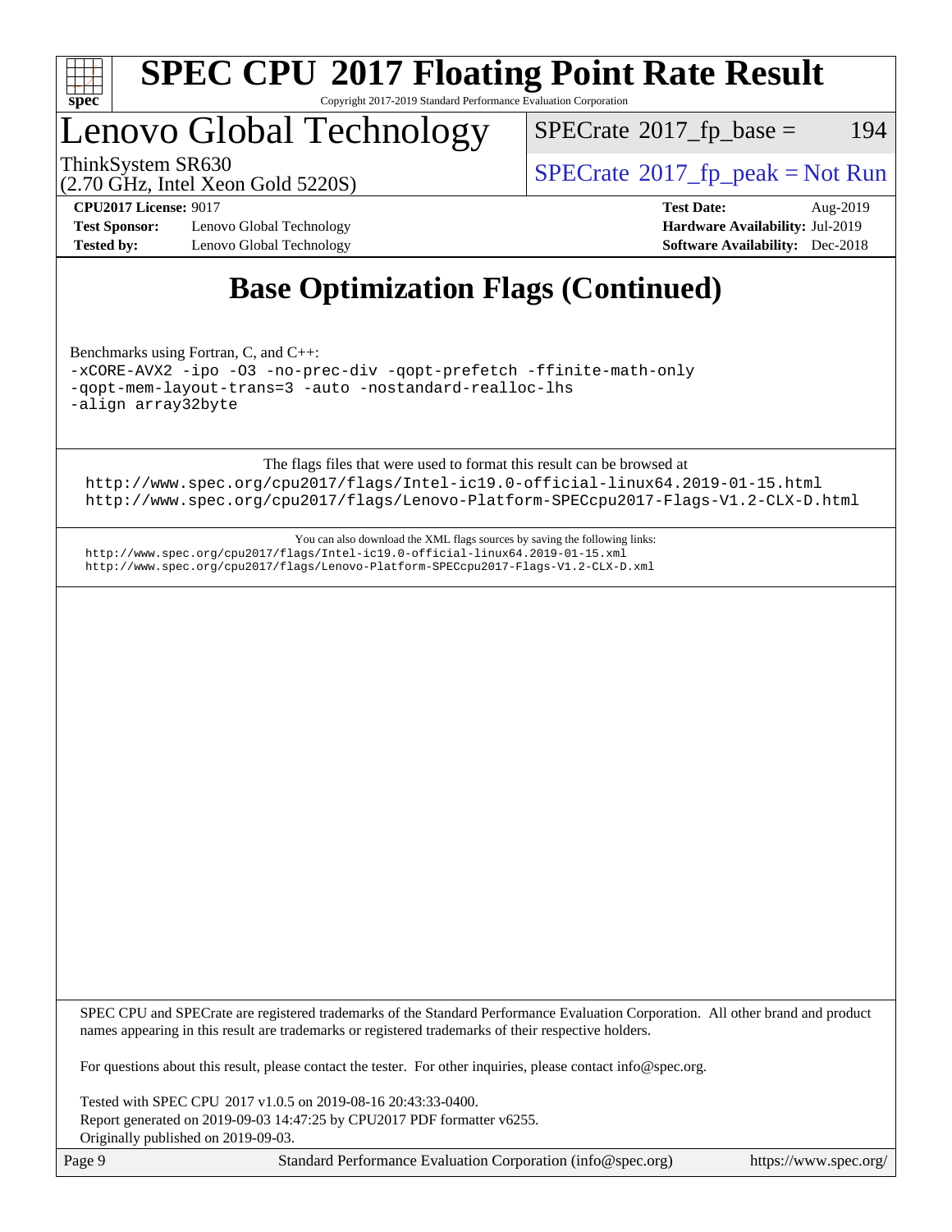# Base Optimization Flags (Continued)

Benchmarks using Fortran, C, and C++:

```
-xCORE-AVX2 -ipo -O3 -no-prec-div -qopt-prefetch -ffinite-math-only
-qopt-mem-layout-trans=3 -auto -nostandard-realloc-lhs
-align array32byte
```

The flags files that were used to format this result can be browsed at

http://www.spec.org/cpu2017/flags/Intel-ic19.0-official-linux64.2019-01-15.html
http://www.spec.org/cpu2017/flags/Lenovo-Platform-SPECcpu2017-Flags-V1.2-CLX-D.html

You can also download the XML flags sources by saving the following links:

http://www.spec.org/cpu2017/flags/Intel-ic19.0-official-linux64.2019-01-15.xml
http://www.spec.org/cpu2017/flags/Lenovo-Platform-SPECcpu2017-Flags-V1.2-CLX-D.xml

SPEC CPU and SPECrate are registered trademarks of the Standard Performance Evaluation Corporation. All other brand and product names appearing in this result are trademarks or registered trademarks of their respective holders.

For questions about this result, please contact the tester. For other inquiries, please contact info@spec.org.

Tested with SPEC CPU 2017 v1.0.5 on 2019-08-16 20:43:33-0400.
Report generated on 2019-09-03 14:47:25 by CPU2017 PDF formatter v6255.
Originally published on 2019-09-03.